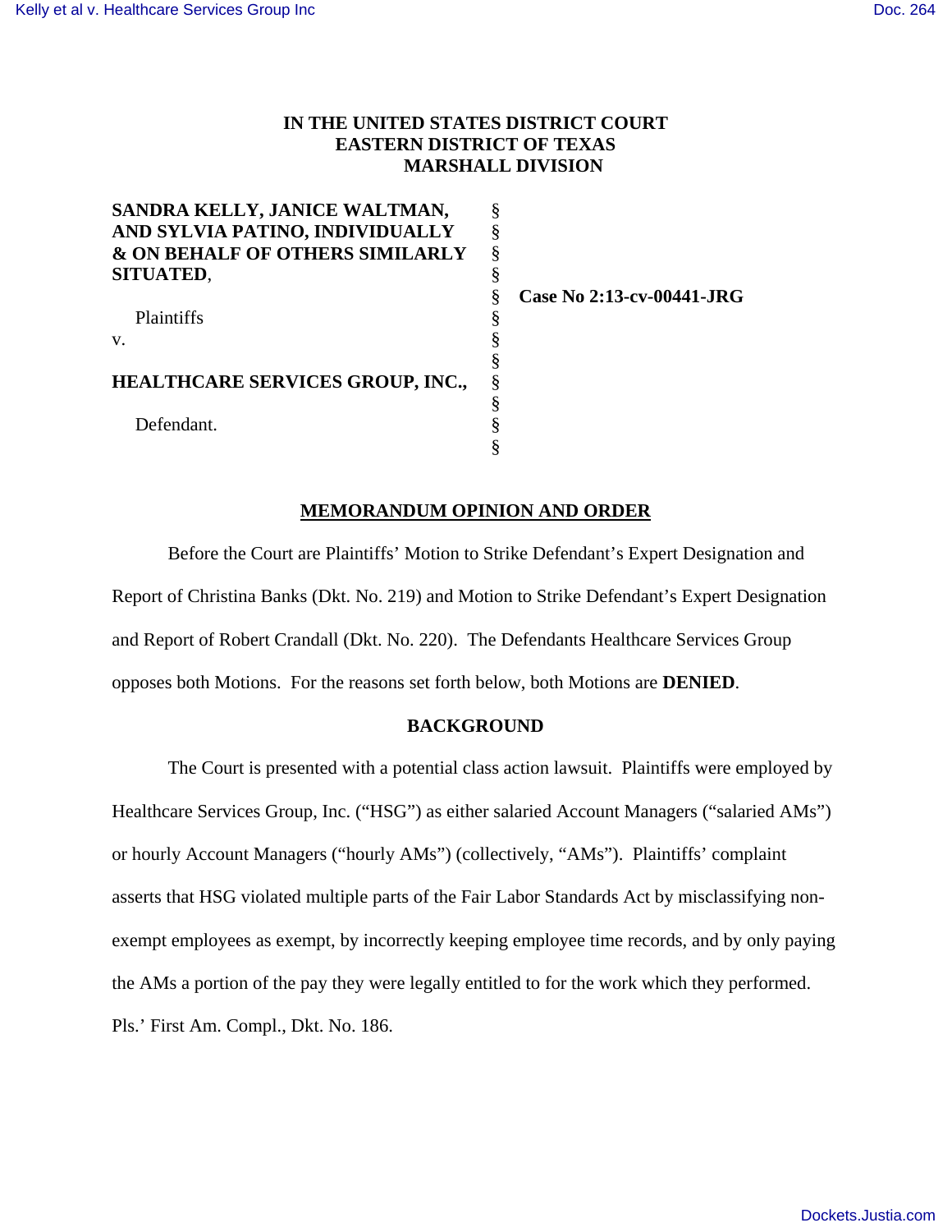**IN THE UNITED STATES DISTRICT COURT**
**EASTERN DISTRICT OF TEXAS**
**MARSHALL DIVISION**

| | | |
|---|---|---|
| **SANDRA KELLY, JANICE WALTMAN, AND SYLVIA PATINO, INDIVIDUALLY & ON BEHALF OF OTHERS SIMILARLY SITUATED**, | § | |
| Plaintiffs | § | **Case No 2:13-cv-00441-JRG** |
| v. | § | |
| **HEALTHCARE SERVICES GROUP, INC.,** | § | |
| Defendant. | § | |

## MEMORANDUM OPINION AND ORDER

Before the Court are Plaintiffs' Motion to Strike Defendant's Expert Designation and Report of Christina Banks (Dkt. No. 219) and Motion to Strike Defendant's Expert Designation and Report of Robert Crandall (Dkt. No. 220). The Defendants Healthcare Services Group opposes both Motions. For the reasons set forth below, both Motions are **DENIED**.

## BACKGROUND

The Court is presented with a potential class action lawsuit. Plaintiffs were employed by Healthcare Services Group, Inc. ("HSG") as either salaried Account Managers ("salaried AMs") or hourly Account Managers ("hourly AMs") (collectively, "AMs"). Plaintiffs' complaint asserts that HSG violated multiple parts of the Fair Labor Standards Act by misclassifying non-exempt employees as exempt, by incorrectly keeping employee time records, and by only paying the AMs a portion of the pay they were legally entitled to for the work which they performed. Pls.' First Am. Compl., Dkt. No. 186.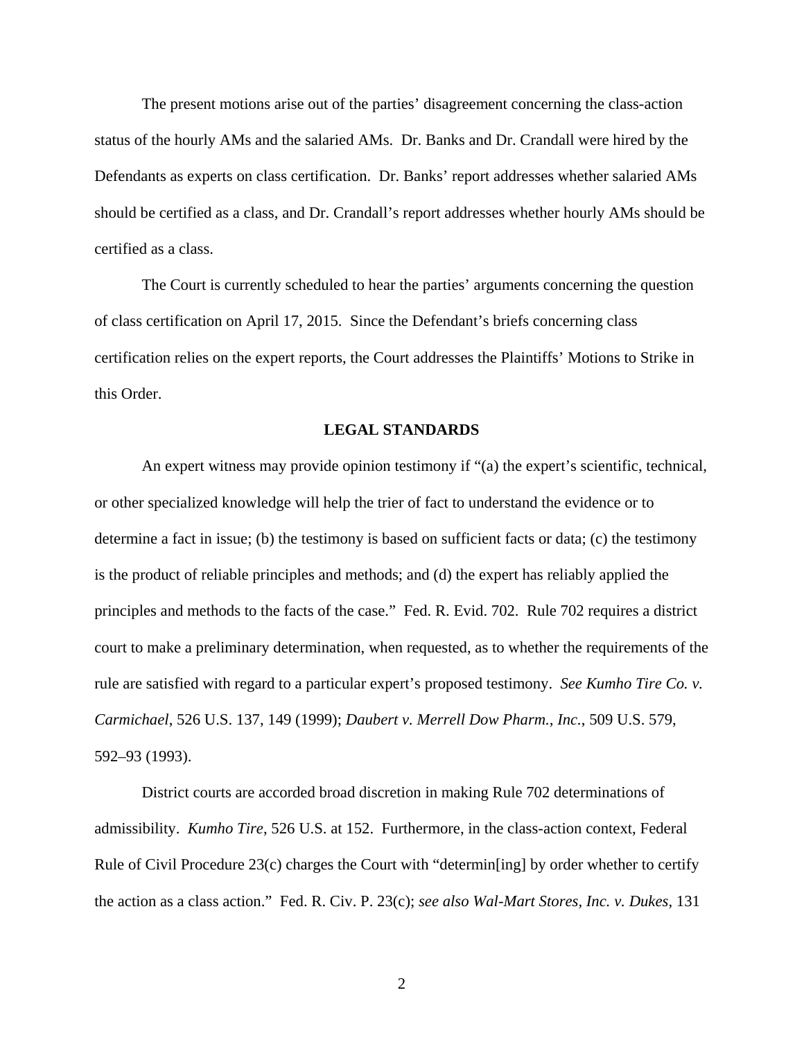The present motions arise out of the parties' disagreement concerning the class-action status of the hourly AMs and the salaried AMs. Dr. Banks and Dr. Crandall were hired by the Defendants as experts on class certification. Dr. Banks' report addresses whether salaried AMs should be certified as a class, and Dr. Crandall's report addresses whether hourly AMs should be certified as a class.

The Court is currently scheduled to hear the parties' arguments concerning the question of class certification on April 17, 2015. Since the Defendant's briefs concerning class certification relies on the expert reports, the Court addresses the Plaintiffs' Motions to Strike in this Order.

## LEGAL STANDARDS

An expert witness may provide opinion testimony if "(a) the expert's scientific, technical, or other specialized knowledge will help the trier of fact to understand the evidence or to determine a fact in issue; (b) the testimony is based on sufficient facts or data; (c) the testimony is the product of reliable principles and methods; and (d) the expert has reliably applied the principles and methods to the facts of the case." Fed. R. Evid. 702. Rule 702 requires a district court to make a preliminary determination, when requested, as to whether the requirements of the rule are satisfied with regard to a particular expert's proposed testimony. *See Kumho Tire Co. v. Carmichael*, 526 U.S. 137, 149 (1999); *Daubert v. Merrell Dow Pharm., Inc.*, 509 U.S. 579, 592–93 (1993).

District courts are accorded broad discretion in making Rule 702 determinations of admissibility. *Kumho Tire*, 526 U.S. at 152. Furthermore, in the class-action context, Federal Rule of Civil Procedure 23(c) charges the Court with "determin[ing] by order whether to certify the action as a class action." Fed. R. Civ. P. 23(c); *see also Wal-Mart Stores, Inc. v. Dukes*, 131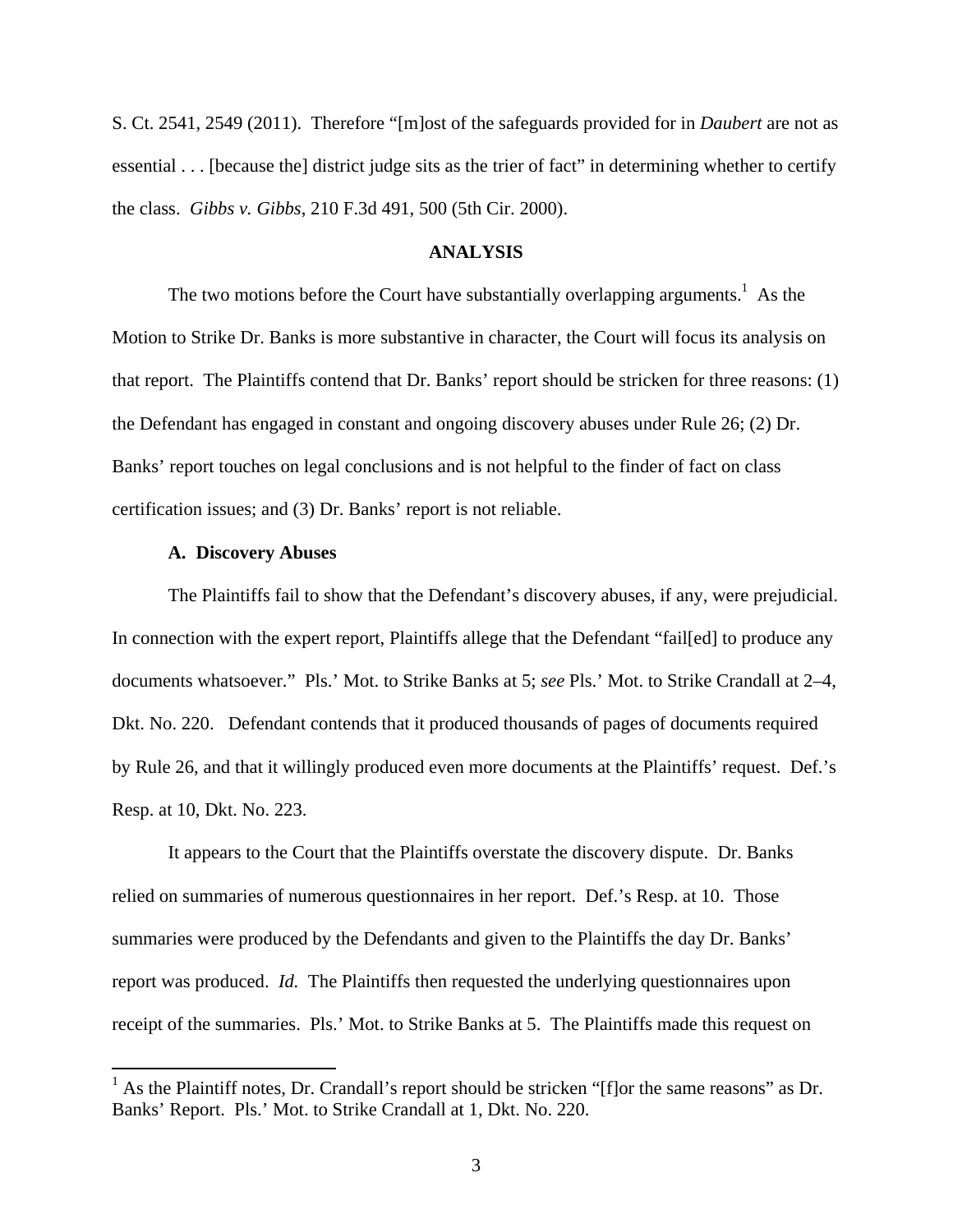S. Ct. 2541, 2549 (2011). Therefore "[m]ost of the safeguards provided for in *Daubert* are not as essential . . . [because the] district judge sits as the trier of fact" in determining whether to certify the class. *Gibbs v. Gibbs*, 210 F.3d 491, 500 (5th Cir. 2000).

## ANALYSIS

The two motions before the Court have substantially overlapping arguments.[1] As the Motion to Strike Dr. Banks is more substantive in character, the Court will focus its analysis on that report. The Plaintiffs contend that Dr. Banks' report should be stricken for three reasons: (1) the Defendant has engaged in constant and ongoing discovery abuses under Rule 26; (2) Dr. Banks' report touches on legal conclusions and is not helpful to the finder of fact on class certification issues; and (3) Dr. Banks' report is not reliable.

### A. Discovery Abuses

The Plaintiffs fail to show that the Defendant's discovery abuses, if any, were prejudicial. In connection with the expert report, Plaintiffs allege that the Defendant "fail[ed] to produce any documents whatsoever." Pls.' Mot. to Strike Banks at 5; *see* Pls.' Mot. to Strike Crandall at 2–4, Dkt. No. 220. Defendant contends that it produced thousands of pages of documents required by Rule 26, and that it willingly produced even more documents at the Plaintiffs' request. Def.'s Resp. at 10, Dkt. No. 223.

It appears to the Court that the Plaintiffs overstate the discovery dispute. Dr. Banks relied on summaries of numerous questionnaires in her report. Def.'s Resp. at 10. Those summaries were produced by the Defendants and given to the Plaintiffs the day Dr. Banks' report was produced. *Id.* The Plaintiffs then requested the underlying questionnaires upon receipt of the summaries. Pls.' Mot. to Strike Banks at 5. The Plaintiffs made this request on

---

[1] As the Plaintiff notes, Dr. Crandall's report should be stricken "[f]or the same reasons" as Dr. Banks' Report. Pls.' Mot. to Strike Crandall at 1, Dkt. No. 220.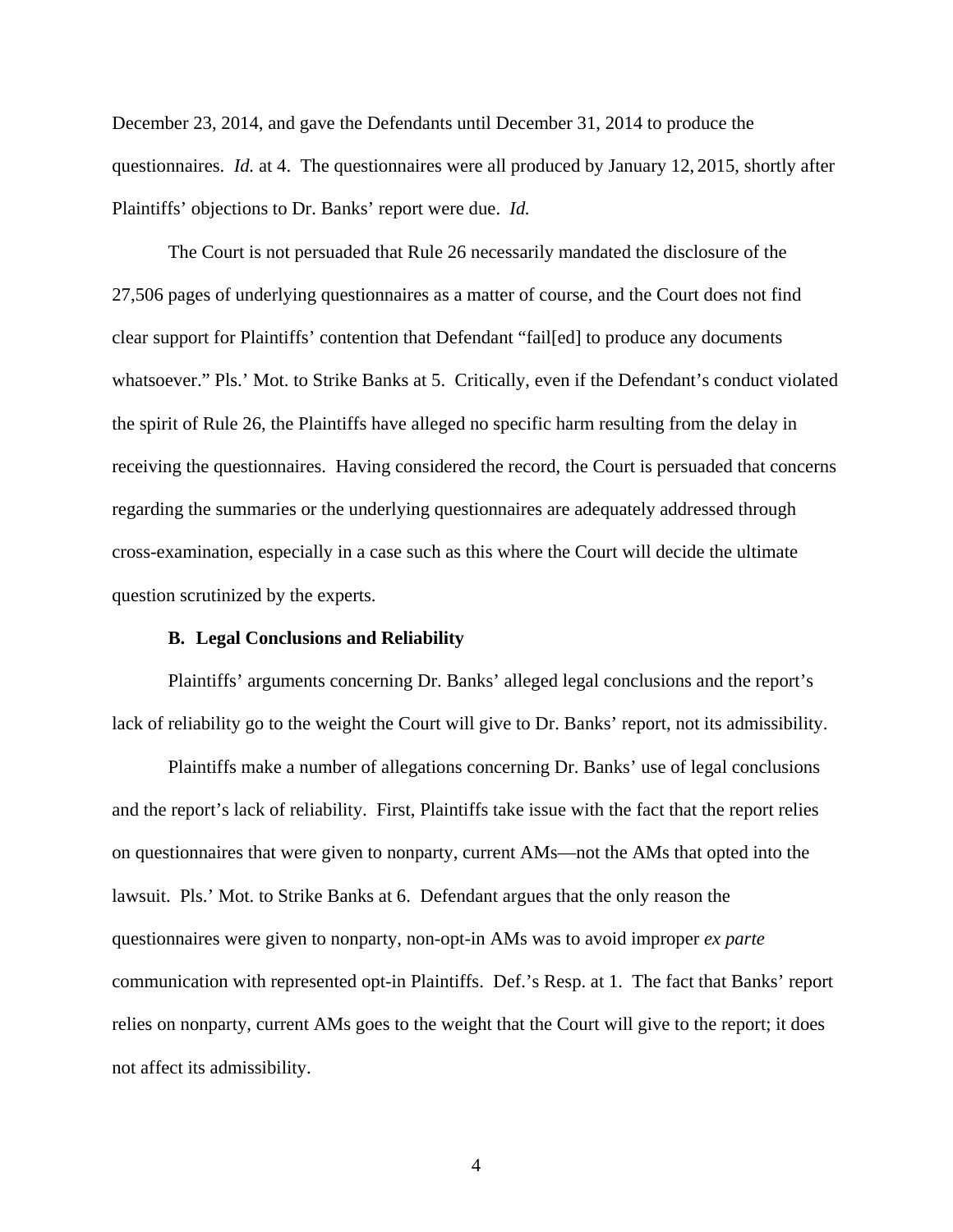December 23, 2014, and gave the Defendants until December 31, 2014 to produce the questionnaires. *Id.* at 4. The questionnaires were all produced by January 12, 2015, shortly after Plaintiffs' objections to Dr. Banks' report were due. *Id.*

The Court is not persuaded that Rule 26 necessarily mandated the disclosure of the 27,506 pages of underlying questionnaires as a matter of course, and the Court does not find clear support for Plaintiffs' contention that Defendant "fail[ed] to produce any documents whatsoever." Pls.' Mot. to Strike Banks at 5. Critically, even if the Defendant's conduct violated the spirit of Rule 26, the Plaintiffs have alleged no specific harm resulting from the delay in receiving the questionnaires. Having considered the record, the Court is persuaded that concerns regarding the summaries or the underlying questionnaires are adequately addressed through cross-examination, especially in a case such as this where the Court will decide the ultimate question scrutinized by the experts.

**B. Legal Conclusions and Reliability**

Plaintiffs' arguments concerning Dr. Banks' alleged legal conclusions and the report's lack of reliability go to the weight the Court will give to Dr. Banks' report, not its admissibility.

Plaintiffs make a number of allegations concerning Dr. Banks' use of legal conclusions and the report's lack of reliability. First, Plaintiffs take issue with the fact that the report relies on questionnaires that were given to nonparty, current AMs—not the AMs that opted into the lawsuit. Pls.' Mot. to Strike Banks at 6. Defendant argues that the only reason the questionnaires were given to nonparty, non-opt-in AMs was to avoid improper *ex parte* communication with represented opt-in Plaintiffs. Def.'s Resp. at 1. The fact that Banks' report relies on nonparty, current AMs goes to the weight that the Court will give to the report; it does not affect its admissibility.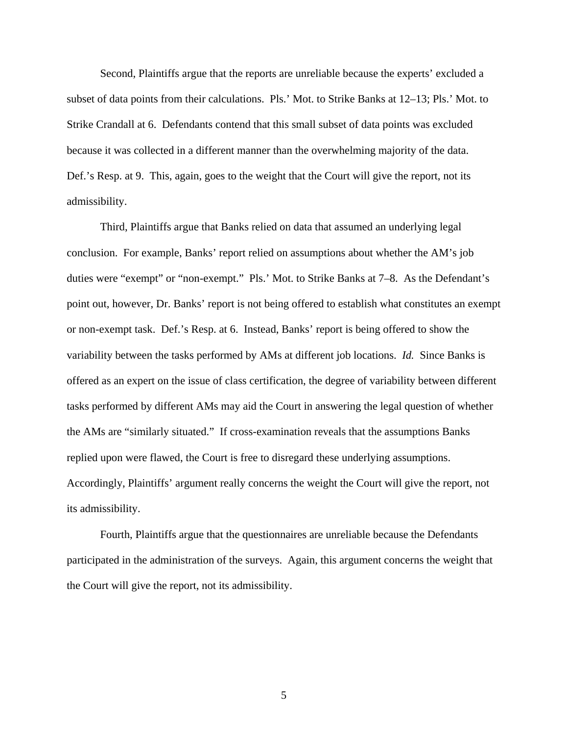Second, Plaintiffs argue that the reports are unreliable because the experts' excluded a subset of data points from their calculations. Pls.' Mot. to Strike Banks at 12–13; Pls.' Mot. to Strike Crandall at 6. Defendants contend that this small subset of data points was excluded because it was collected in a different manner than the overwhelming majority of the data. Def.'s Resp. at 9. This, again, goes to the weight that the Court will give the report, not its admissibility.

Third, Plaintiffs argue that Banks relied on data that assumed an underlying legal conclusion. For example, Banks' report relied on assumptions about whether the AM's job duties were "exempt" or "non-exempt." Pls.' Mot. to Strike Banks at 7–8. As the Defendant's point out, however, Dr. Banks' report is not being offered to establish what constitutes an exempt or non-exempt task. Def.'s Resp. at 6. Instead, Banks' report is being offered to show the variability between the tasks performed by AMs at different job locations. *Id.* Since Banks is offered as an expert on the issue of class certification, the degree of variability between different tasks performed by different AMs may aid the Court in answering the legal question of whether the AMs are "similarly situated." If cross-examination reveals that the assumptions Banks replied upon were flawed, the Court is free to disregard these underlying assumptions. Accordingly, Plaintiffs' argument really concerns the weight the Court will give the report, not its admissibility.

Fourth, Plaintiffs argue that the questionnaires are unreliable because the Defendants participated in the administration of the surveys. Again, this argument concerns the weight that the Court will give the report, not its admissibility.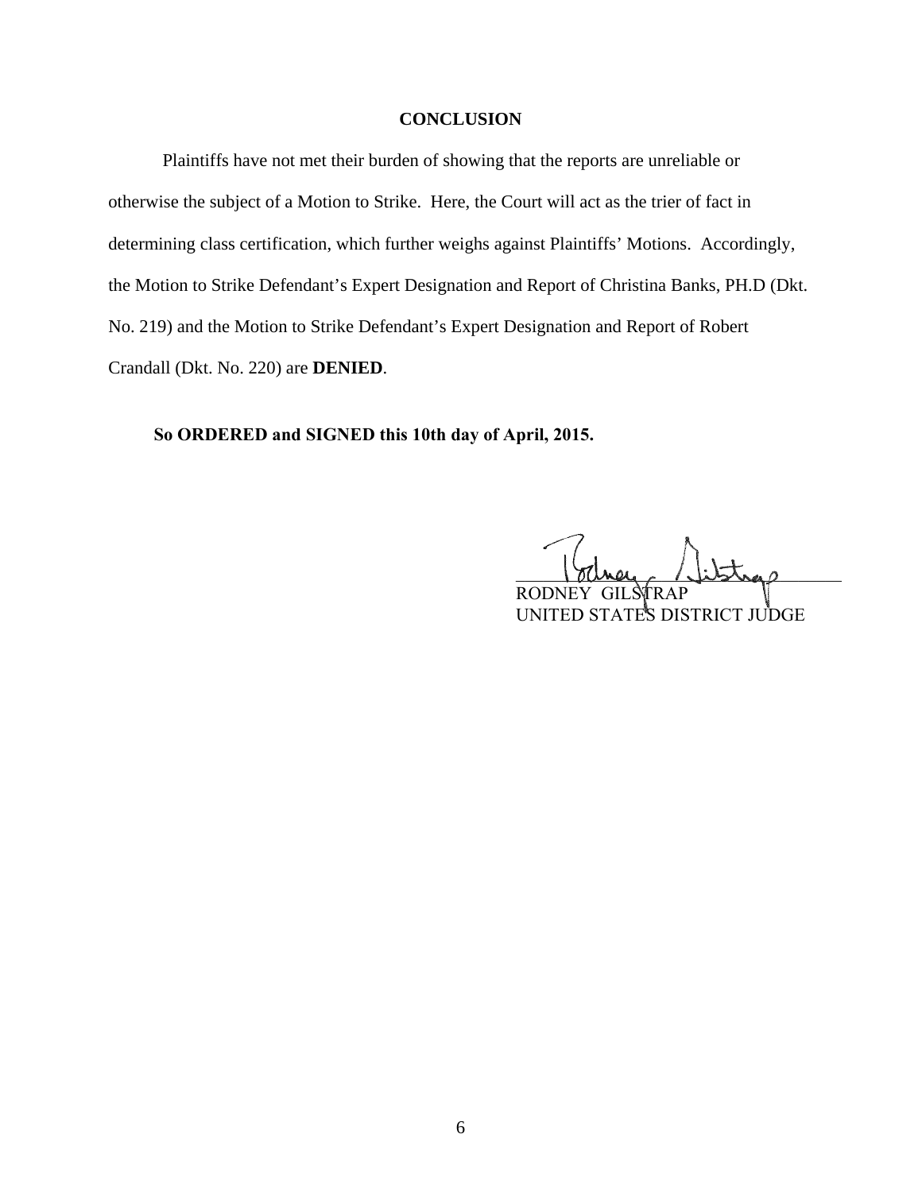## CONCLUSION

Plaintiffs have not met their burden of showing that the reports are unreliable or otherwise the subject of a Motion to Strike. Here, the Court will act as the trier of fact in determining class certification, which further weighs against Plaintiffs' Motions. Accordingly, the Motion to Strike Defendant's Expert Designation and Report of Christina Banks, PH.D (Dkt. No. 219) and the Motion to Strike Defendant's Expert Designation and Report of Robert Crandall (Dkt. No. 220) are **DENIED**.

**So ORDERED and SIGNED this 10th day of April, 2015.**

RODNEY GILSTRAP
UNITED STATES DISTRICT JUDGE